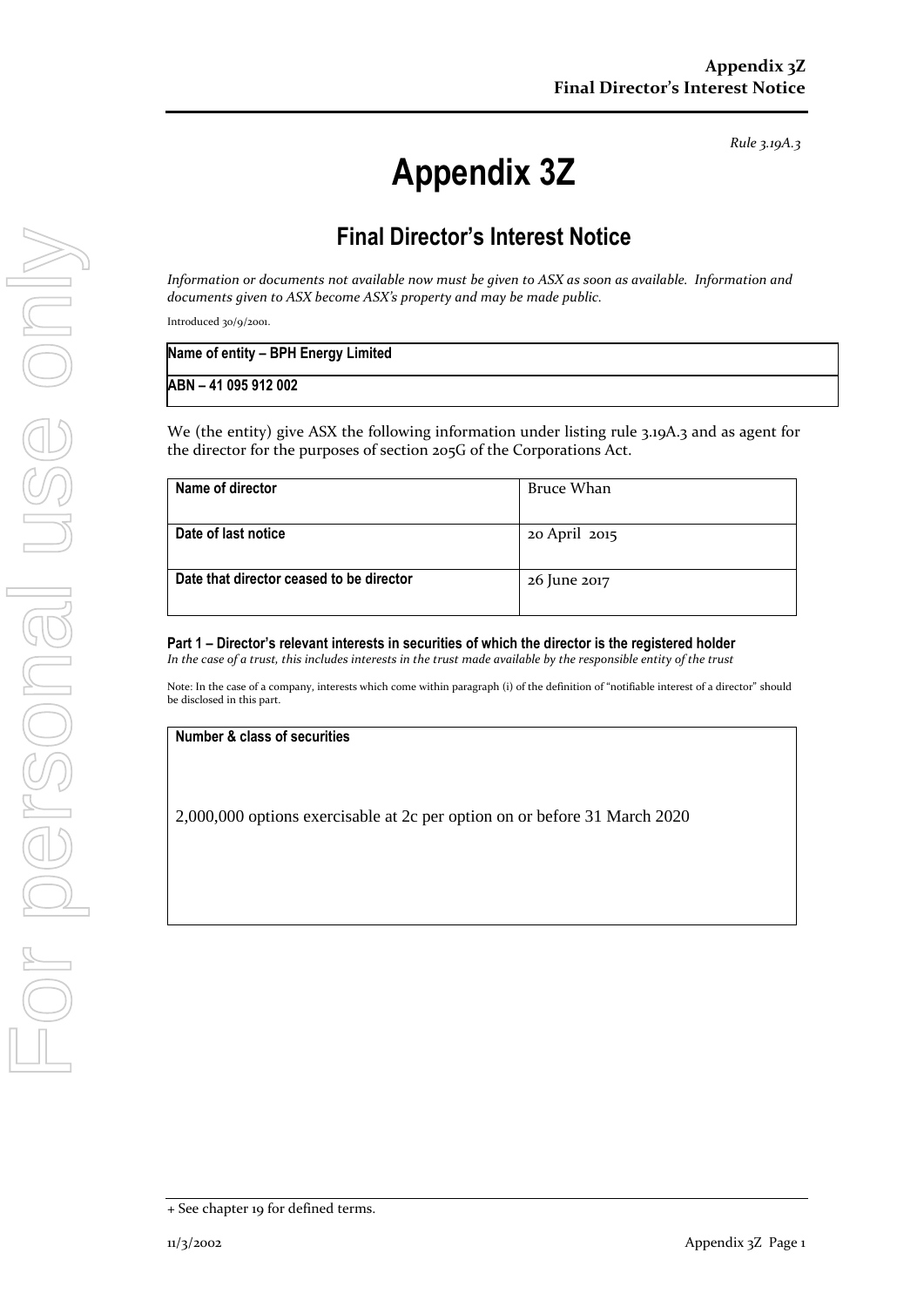*Rule 3.19A.3*

# Appendix 3Z

## Final Director's Interest Notice

*Information or documents not available now must be given to ASX as soon as available. Information and documents given to ASX become ASX's property and may be made public.*

Introduced 30/9/2001.

| **Name of entity – BPH Energy Limited** |
|---|
| **ABN – 41 095 912 002** |

We (the entity) give ASX the following information under listing rule 3.19A.3 and as agent for the director for the purposes of section 205G of the Corporations Act.

| | |
|---|---|
| **Name of director** | Bruce Whan |
| **Date of last notice** | 20 April 2015 |
| **Date that director ceased to be director** | 26 June 2017 |

### Part 1 – Director's relevant interests in securities of which the director is the registered holder

*In the case of a trust, this includes interests in the trust made available by the responsible entity of the trust*

Note: In the case of a company, interests which come within paragraph (i) of the definition of "notifiable interest of a director" should be disclosed in this part.

| **Number & class of securities** |
|---|
| 2,000,000 options exercisable at 2c per option on or before 31 March 2020 |

+ See chapter 19 for defined terms.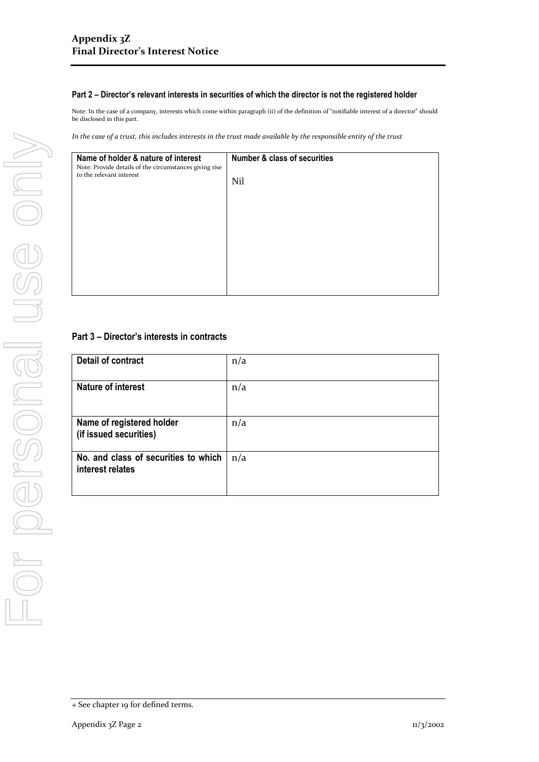## Part 2 – Director's relevant interests in securities of which the director is not the registered holder

Note: In the case of a company, interests which come within paragraph (ii) of the definition of "notifiable interest of a director" should be disclosed in this part.

*In the case of a trust, this includes interests in the trust made available by the responsible entity of the trust*

| Name of holder & nature of interest<br>Note: Provide details of the circumstances giving rise to the relevant interest | Number & class of securities |
|---|---|
| | Nil |

## Part 3 – Director's interests in contracts

| | |
|---|---|
| **Detail of contract** | n/a |
| **Nature of interest** | n/a |
| **Name of registered holder (if issued securities)** | n/a |
| **No. and class of securities to which interest relates** | n/a |

+ See chapter 19 for defined terms.